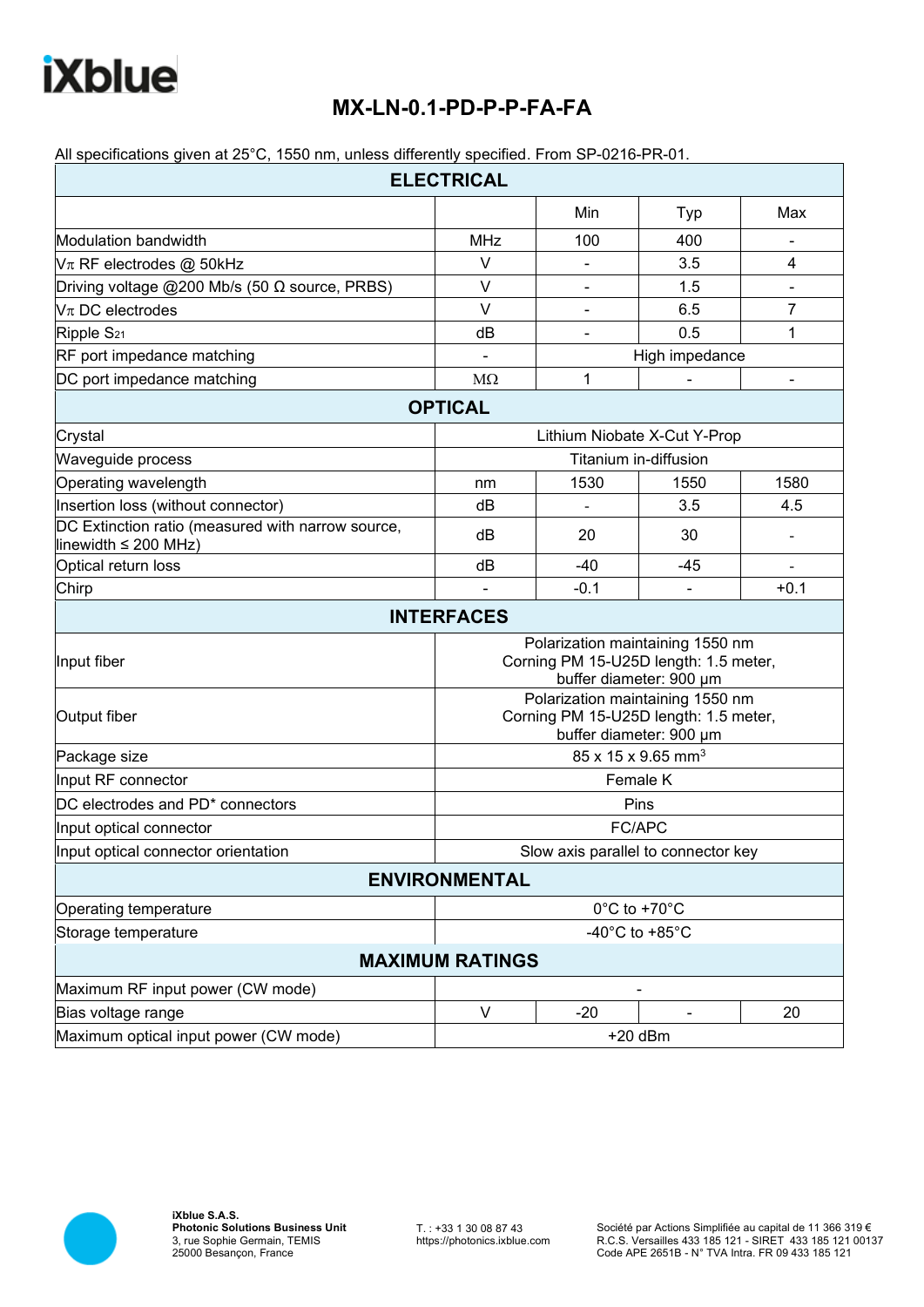# MX-LN-0.1-PD-P-P-FA-FA

All specifications given at 25°C, 1550 nm, unless differently specified. From SP-0216-PR-01.

| **ELECTRICAL** | | | | |
|---|---|---|---|---|
| | | Min | Typ | Max |
| Modulation bandwidth | MHz | 100 | 400 | - |
| $V_\pi$ RF electrodes @ 50kHz | V | - | 3.5 | 4 |
| Driving voltage @200 Mb/s (50 Ω source, PRBS) | V | - | 1.5 | - |
| $V_\pi$ DC electrodes | V | - | 6.5 | 7 |
| Ripple $S_{21}$ | dB | - | 0.5 | 1 |
| RF port impedance matching | - | High impedance | | |
| DC port impedance matching | MΩ | 1 | - | - |
| **OPTICAL** | | | | |
| Crystal | Lithium Niobate X-Cut Y-Prop | | | |
| Waveguide process | Titanium in-diffusion | | | |
| Operating wavelength | nm | 1530 | 1550 | 1580 |
| Insertion loss (without connector) | dB | - | 3.5 | 4.5 |
| DC Extinction ratio (measured with narrow source, linewidth ≤ 200 MHz) | dB | 20 | 30 | - |
| Optical return loss | dB | -40 | -45 | - |
| Chirp | - | -0.1 | - | +0.1 |
| **INTERFACES** | | | | |
| Input fiber | Polarization maintaining 1550 nm Corning PM 15-U25D length: 1.5 meter, buffer diameter: 900 µm | | | |
| Output fiber | Polarization maintaining 1550 nm Corning PM 15-U25D length: 1.5 meter, buffer diameter: 900 µm | | | |
| Package size | 85 x 15 x 9.65 $mm^3$ | | | |
| Input RF connector | Female K | | | |
| DC electrodes and PD* connectors | Pins | | | |
| Input optical connector | FC/APC | | | |
| Input optical connector orientation | Slow axis parallel to connector key | | | |
| **ENVIRONMENTAL** | | | | |
| Operating temperature | 0°C to +70°C | | | |
| Storage temperature | -40°C to +85°C | | | |
| **MAXIMUM RATINGS** | | | | |
| Maximum RF input power (CW mode) | - | | | |
| Bias voltage range | V | -20 | - | 20 |
| Maximum optical input power (CW mode) | +20 dBm | | | |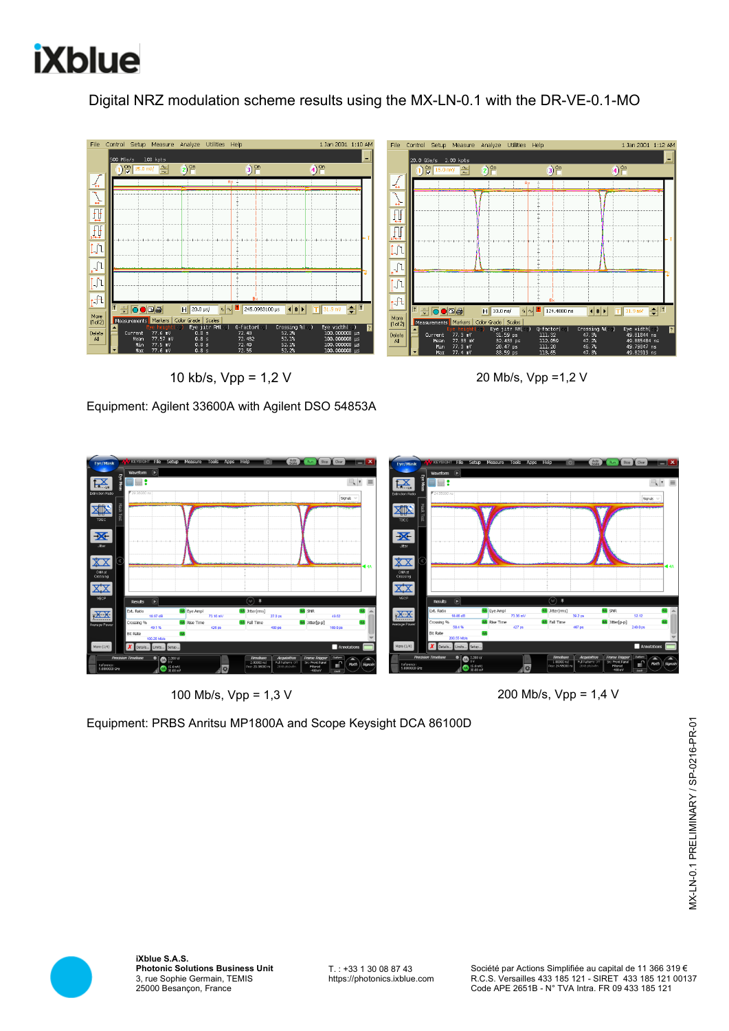Digital NRZ modulation scheme results using the MX-LN-0.1 with the DR-VE-0.1-MO

10 kb/s, Vpp = 1,2 V

20 Mb/s, Vpp =1,2 V

Equipment: Agilent 33600A with Agilent DSO 54853A

100 Mb/s, Vpp = 1,3 V

200 Mb/s, Vpp = 1,4 V

Equipment: PRBS Anritsu MP1800A and Scope Keysight DCA 86100D

MX-LN-0.1 PRELIMINARY / SP-0216-PR-01

**iXblue S.A.S.**
**Photonic Solutions Business Unit**
3, rue Sophie Germain, TEMIS
25000 Besançon, France

T. : +33 1 30 08 87 43
https://photonics.ixblue.com

Société par Actions Simplifiée au capital de 11 366 319 €
R.C.S. Versailles 433 185 121 - SIRET 433 185 121 00137
Code APE 2651B - N° TVA Intra. FR 09 433 185 121